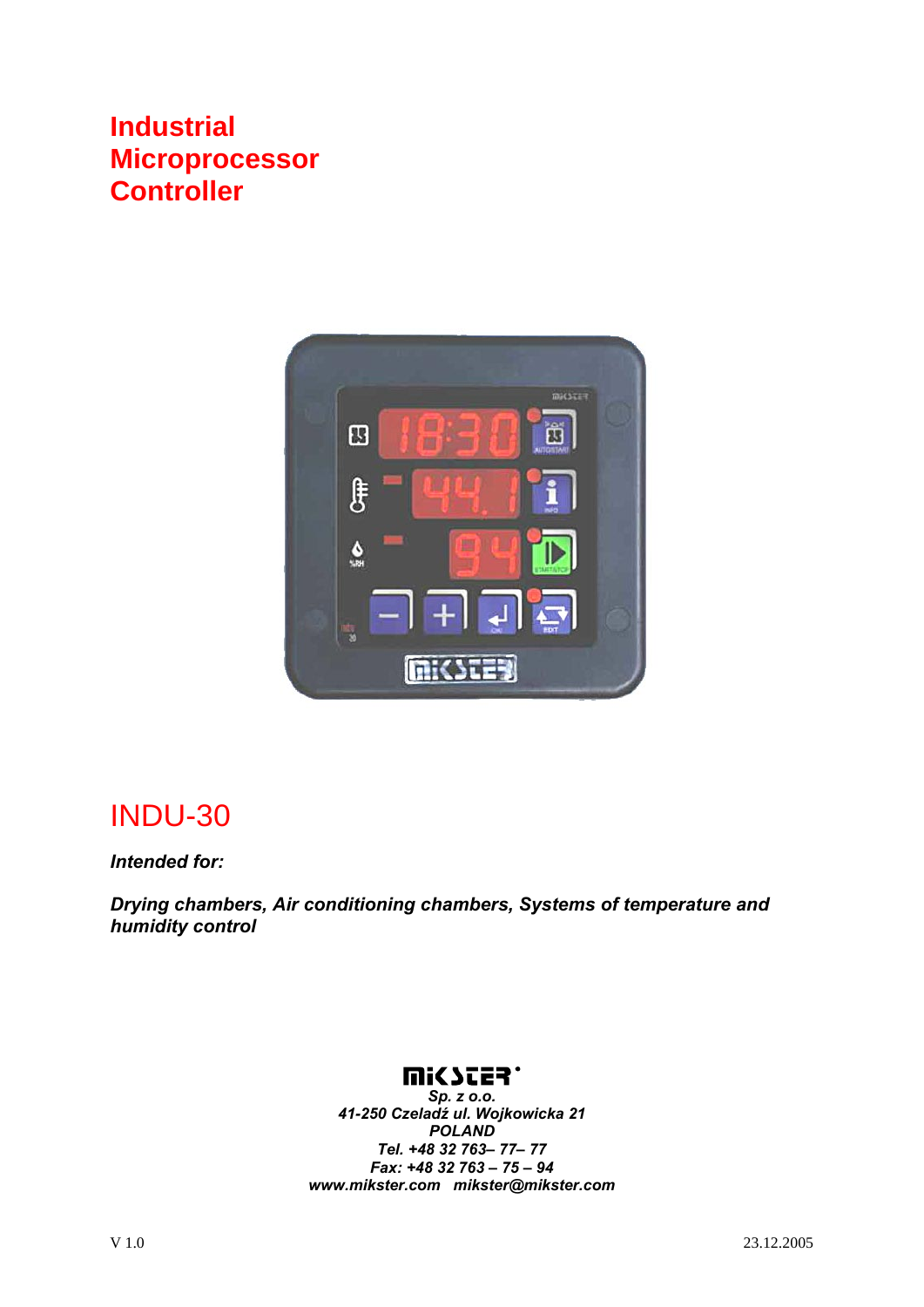# Industrial Microprocessor Controller

## INDU-30

***Intended for:***

***Drying chambers, Air conditioning chambers, Systems of temperature and humidity control***

**MIKSTER**
***Sp. z o.o.***
***41-250 Czeladź ul. Wojkowicka 21***
***POLAND***
***Tel. +48 32 763– 77– 77***
***Fax: +48 32 763 – 75 – 94***
***www.mikster.com mikster@mikster.com***

V 1.0 23.12.2005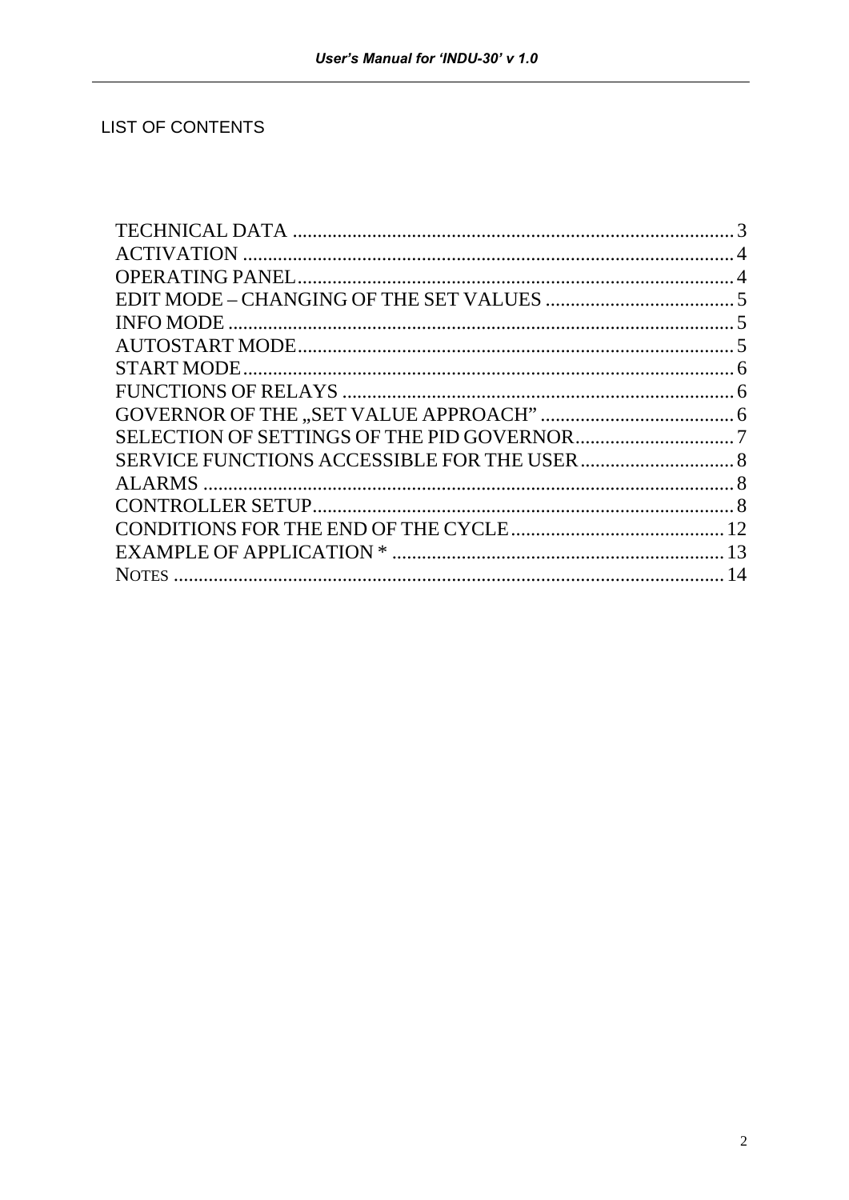LIST OF CONTENTS

| | |
|---|---|
| TECHNICAL DATA | 3 |
| ACTIVATION | 4 |
| OPERATING PANEL | 4 |
| EDIT MODE – CHANGING OF THE SET VALUES | 5 |
| INFO MODE | 5 |
| AUTOSTART MODE | 5 |
| START MODE | 6 |
| FUNCTIONS OF RELAYS | 6 |
| GOVERNOR OF THE „SET VALUE APPROACH" | 6 |
| SELECTION OF SETTINGS OF THE PID GOVERNOR | 7 |
| SERVICE FUNCTIONS ACCESSIBLE FOR THE USER | 8 |
| ALARMS | 8 |
| CONTROLLER SETUP | 8 |
| CONDITIONS FOR THE END OF THE CYCLE | 12 |
| EXAMPLE OF APPLICATION * | 13 |
| NOTES | 14 |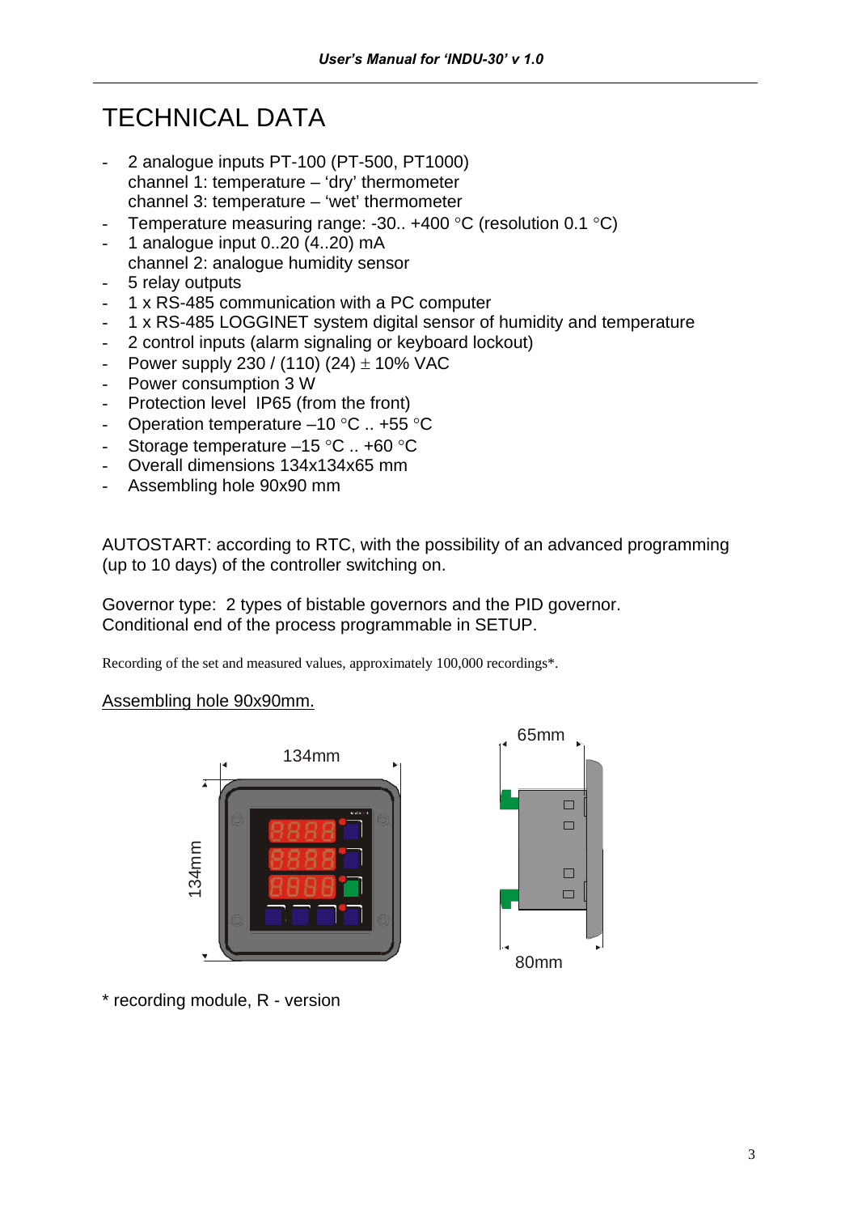# TECHNICAL DATA

- 2 analogue inputs PT-100 (PT-500, PT1000)
  channel 1: temperature – 'dry' thermometer
  channel 3: temperature – 'wet' thermometer
- Temperature measuring range: -30.. +400 °C (resolution 0.1 °C)
- 1 analogue input 0..20 (4..20) mA
  channel 2: analogue humidity sensor
- 5 relay outputs
- 1 x RS-485 communication with a PC computer
- 1 x RS-485 LOGGINET system digital sensor of humidity and temperature
- 2 control inputs (alarm signaling or keyboard lockout)
- Power supply 230 / (110) (24) ± 10% VAC
- Power consumption 3 W
- Protection level IP65 (from the front)
- Operation temperature –10 °C .. +55 °C
- Storage temperature –15 °C .. +60 °C
- Overall dimensions 134x134x65 mm
- Assembling hole 90x90 mm

AUTOSTART: according to RTC, with the possibility of an advanced programming (up to 10 days) of the controller switching on.

Governor type: 2 types of bistable governors and the PID governor.
Conditional end of the process programmable in SETUP.

Recording of the set and measured values, approximately 100,000 recordings*.

Assembling hole 90x90mm.

134mm

134mm

65mm

80mm

\* recording module, R - version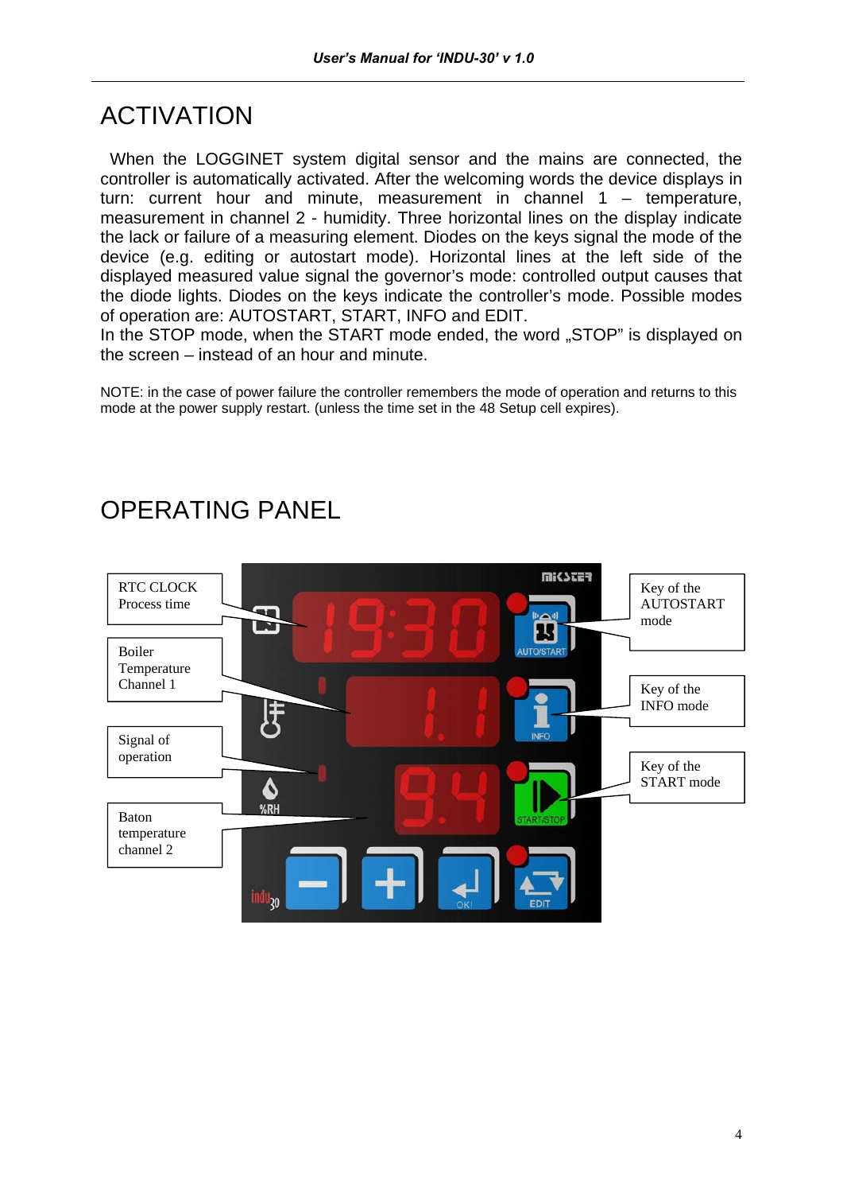# ACTIVATION

When the LOGGINET system digital sensor and the mains are connected, the controller is automatically activated. After the welcoming words the device displays in turn: current hour and minute, measurement in channel 1 – temperature, measurement in channel 2 - humidity. Three horizontal lines on the display indicate the lack or failure of a measuring element. Diodes on the keys signal the mode of the device (e.g. editing or autostart mode). Horizontal lines at the left side of the displayed measured value signal the governor's mode: controlled output causes that the diode lights. Diodes on the keys indicate the controller's mode. Possible modes of operation are: AUTOSTART, START, INFO and EDIT.
In the STOP mode, when the START mode ended, the word „STOP" is displayed on the screen – instead of an hour and minute.

NOTE: in the case of power failure the controller remembers the mode of operation and returns to this mode at the power supply restart. (unless the time set in the 48 Setup cell expires).

# OPERATING PANEL

RTC CLOCK
Process time

Boiler
Temperature
Channel 1

Signal of
operation

Baton
temperature
channel 2

Key of the
AUTOSTART
mode

Key of the
INFO mode

Key of the
START mode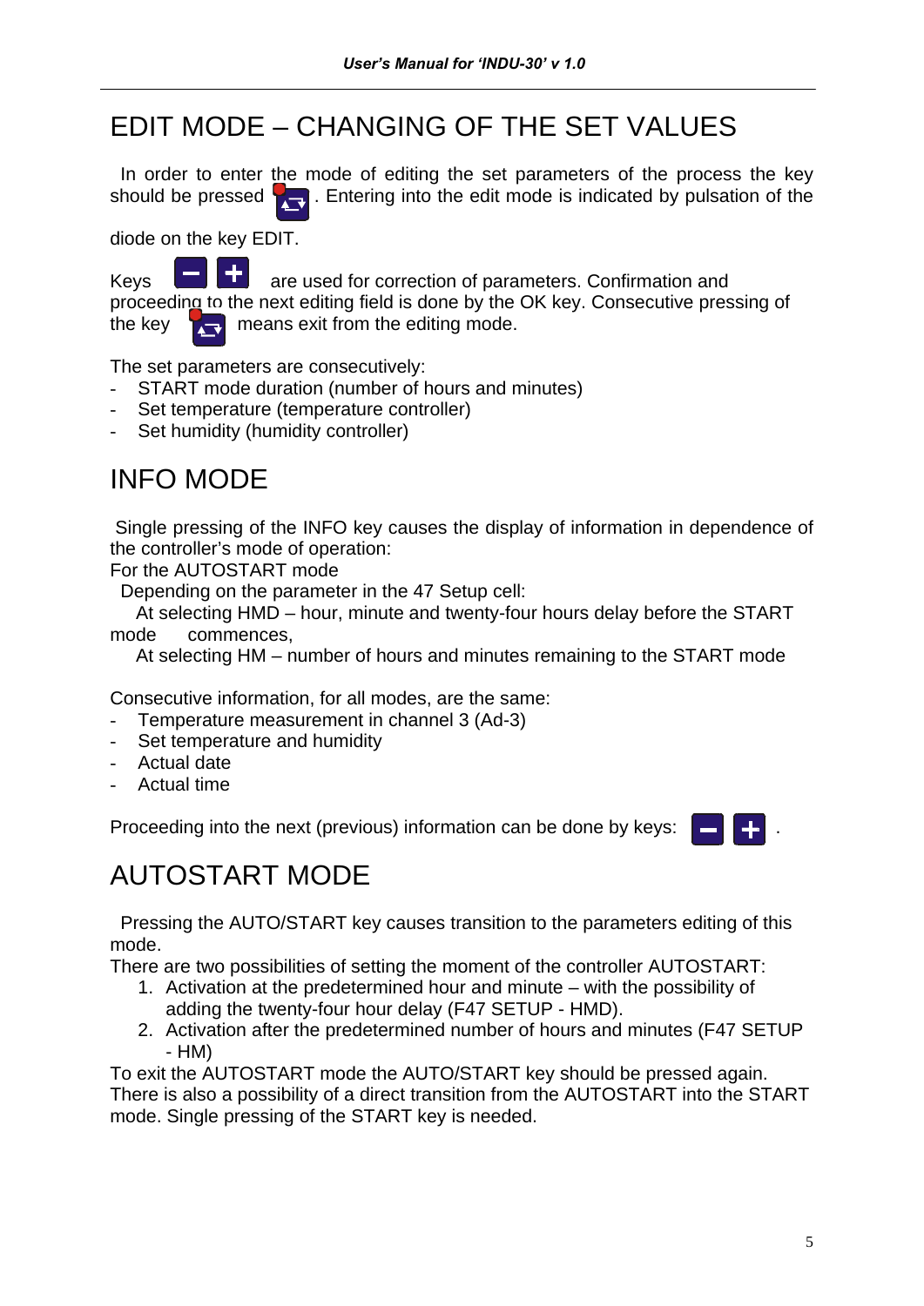# EDIT MODE – CHANGING OF THE SET VALUES

In order to enter the mode of editing the set parameters of the process the key should be pressed . Entering into the edit mode is indicated by pulsation of the diode on the key EDIT.

Keys are used for correction of parameters. Confirmation and proceeding to the next editing field is done by the OK key. Consecutive pressing of the key means exit from the editing mode.

The set parameters are consecutively:
- START mode duration (number of hours and minutes)
- Set temperature (temperature controller)
- Set humidity (humidity controller)

# INFO MODE

Single pressing of the INFO key causes the display of information in dependence of the controller's mode of operation:

For the AUTOSTART mode

Depending on the parameter in the 47 Setup cell:

At selecting HMD – hour, minute and twenty-four hours delay before the START mode commences,

At selecting HM – number of hours and minutes remaining to the START mode

Consecutive information, for all modes, are the same:
- Temperature measurement in channel 3 (Ad-3)
- Set temperature and humidity
- Actual date
- Actual time

Proceeding into the next (previous) information can be done by keys: .

# AUTOSTART MODE

Pressing the AUTO/START key causes transition to the parameters editing of this mode.

There are two possibilities of setting the moment of the controller AUTOSTART:

1. Activation at the predetermined hour and minute – with the possibility of adding the twenty-four hour delay (F47 SETUP - HMD).
2. Activation after the predetermined number of hours and minutes (F47 SETUP - HM)

To exit the AUTOSTART mode the AUTO/START key should be pressed again.
There is also a possibility of a direct transition from the AUTOSTART into the START mode. Single pressing of the START key is needed.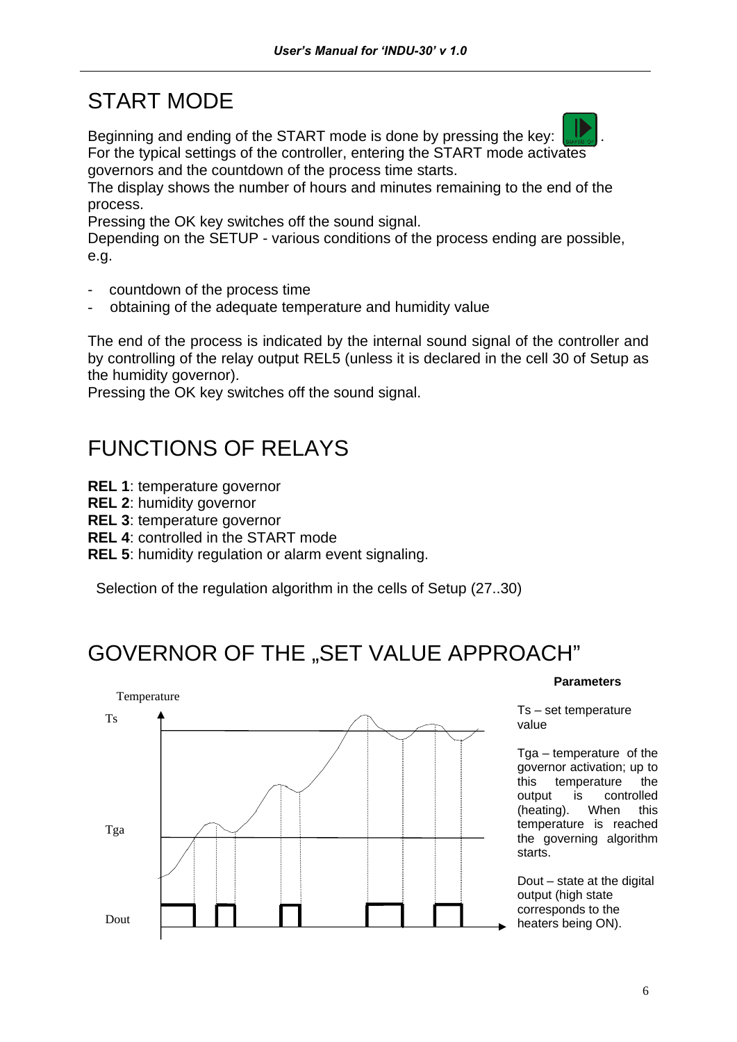# START MODE

Beginning and ending of the START mode is done by pressing the key: .
For the typical settings of the controller, entering the START mode activates governors and the countdown of the process time starts.
The display shows the number of hours and minutes remaining to the end of the process.
Pressing the OK key switches off the sound signal.
Depending on the SETUP - various conditions of the process ending are possible, e.g.

- countdown of the process time
- obtaining of the adequate temperature and humidity value

The end of the process is indicated by the internal sound signal of the controller and by controlling of the relay output REL5 (unless it is declared in the cell 30 of Setup as the humidity governor).
Pressing the OK key switches off the sound signal.

# FUNCTIONS OF RELAYS

**REL 1**: temperature governor
**REL 2**: humidity governor
**REL 3**: temperature governor
**REL 4**: controlled in the START mode
**REL 5**: humidity regulation or alarm event signaling.

Selection of the regulation algorithm in the cells of Setup (27..30)

# GOVERNOR OF THE „SET VALUE APPROACH"

Temperature

Ts

Tga

Dout

**Parameters**

Ts – set temperature value

Tga – temperature of the governor activation; up to this temperature the output is controlled (heating). When this temperature is reached the governing algorithm starts.

Dout – state at the digital output (high state corresponds to the heaters being ON).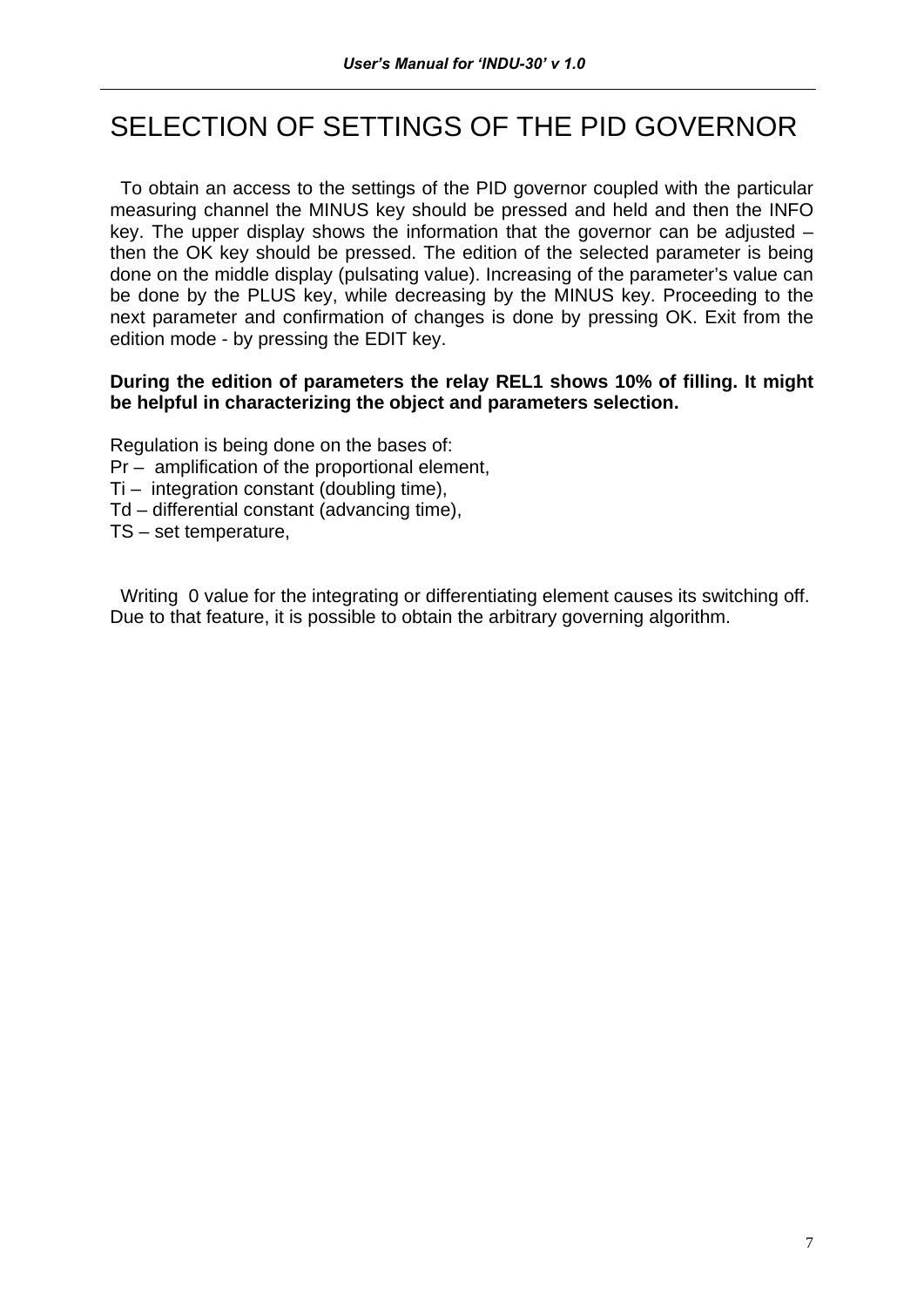# SELECTION OF SETTINGS OF THE PID GOVERNOR

To obtain an access to the settings of the PID governor coupled with the particular measuring channel the MINUS key should be pressed and held and then the INFO key. The upper display shows the information that the governor can be adjusted – then the OK key should be pressed. The edition of the selected parameter is being done on the middle display (pulsating value). Increasing of the parameter's value can be done by the PLUS key, while decreasing by the MINUS key. Proceeding to the next parameter and confirmation of changes is done by pressing OK. Exit from the edition mode - by pressing the EDIT key.

**During the edition of parameters the relay REL1 shows 10% of filling. It might be helpful in characterizing the object and parameters selection.**

Regulation is being done on the bases of:
Pr – amplification of the proportional element,
Ti – integration constant (doubling time),
Td – differential constant (advancing time),
TS – set temperature,

Writing 0 value for the integrating or differentiating element causes its switching off. Due to that feature, it is possible to obtain the arbitrary governing algorithm.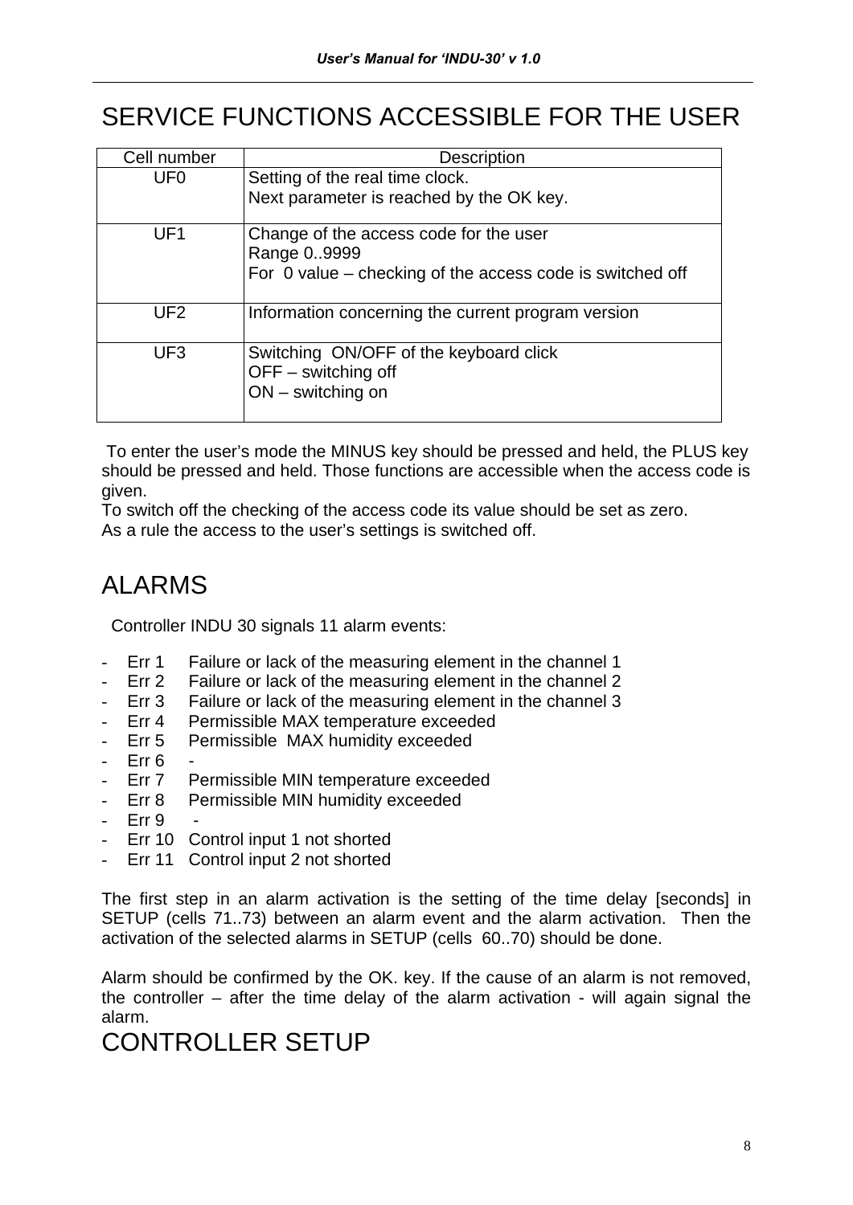# SERVICE FUNCTIONS ACCESSIBLE FOR THE USER

| Cell number | Description |
|---|---|
| UF0 | Setting of the real time clock.<br>Next parameter is reached by the OK key. |
| UF1 | Change of the access code for the user<br>Range 0..9999<br>For 0 value – checking of the access code is switched off |
| UF2 | Information concerning the current program version |
| UF3 | Switching ON/OFF of the keyboard click<br>OFF – switching off<br>ON – switching on |

To enter the user's mode the MINUS key should be pressed and held, the PLUS key should be pressed and held. Those functions are accessible when the access code is given.
To switch off the checking of the access code its value should be set as zero.
As a rule the access to the user's settings is switched off.

# ALARMS

Controller INDU 30 signals 11 alarm events:

- Err 1 Failure or lack of the measuring element in the channel 1
- Err 2 Failure or lack of the measuring element in the channel 2
- Err 3 Failure or lack of the measuring element in the channel 3
- Err 4 Permissible MAX temperature exceeded
- Err 5 Permissible MAX humidity exceeded
- Err 6 -
- Err 7 Permissible MIN temperature exceeded
- Err 8 Permissible MIN humidity exceeded
- Err 9 -
- Err 10 Control input 1 not shorted
- Err 11 Control input 2 not shorted

The first step in an alarm activation is the setting of the time delay [seconds] in SETUP (cells 71..73) between an alarm event and the alarm activation. Then the activation of the selected alarms in SETUP (cells 60..70) should be done.

Alarm should be confirmed by the OK. key. If the cause of an alarm is not removed, the controller – after the time delay of the alarm activation - will again signal the alarm.

# CONTROLLER SETUP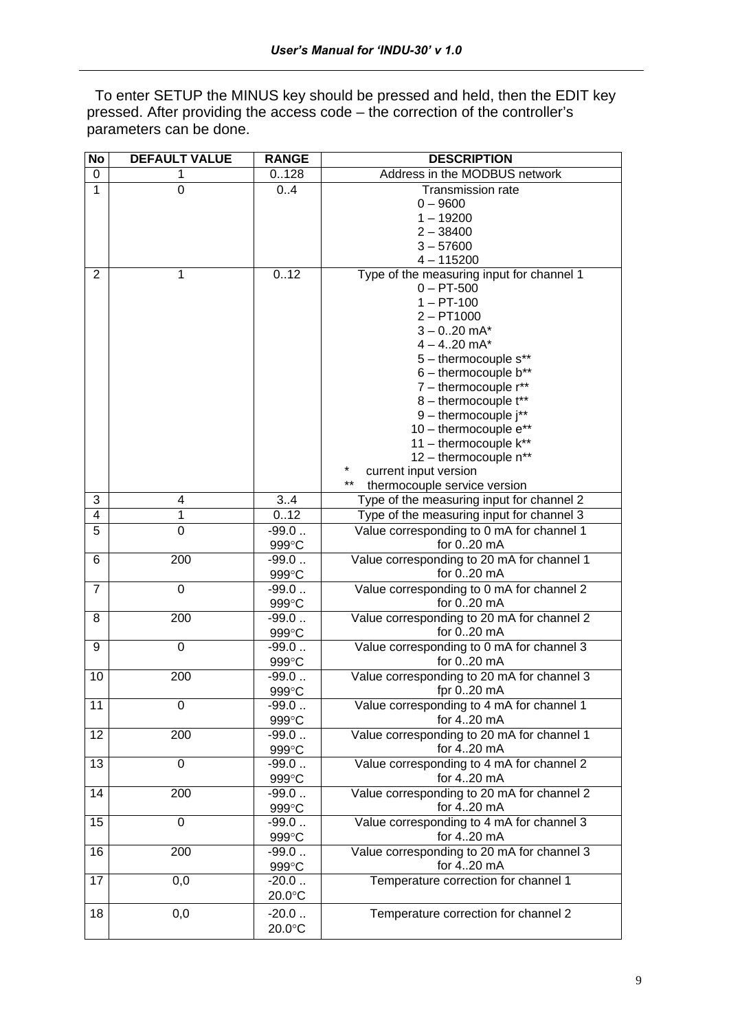To enter SETUP the MINUS key should be pressed and held, then the EDIT key pressed. After providing the access code – the correction of the controller's parameters can be done.

| No | DEFAULT VALUE | RANGE | DESCRIPTION |
|---|---|---|---|
| 0 | 1 | 0..128 | Address in the MODBUS network |
| 1 | 0 | 0..4 | Transmission rate<br>0 – 9600<br>1 – 19200<br>2 – 38400<br>3 – 57600<br>4 – 115200 |
| 2 | 1 | 0..12 | Type of the measuring input for channel 1<br>0 – PT-500<br>1 – PT-100<br>2 – PT1000<br>3 – 0..20 mA*<br>4 – 4..20 mA*<br>5 – thermocouple s**<br>6 – thermocouple b**<br>7 – thermocouple r**<br>8 – thermocouple t**<br>9 – thermocouple j**<br>10 – thermocouple e**<br>11 – thermocouple k**<br>12 – thermocouple n**<br>* current input version<br>** thermocouple service version |
| 3 | 4 | 3..4 | Type of the measuring input for channel 2 |
| 4 | 1 | 0..12 | Type of the measuring input for channel 3 |
| 5 | 0 | -99.0 .. 999°C | Value corresponding to 0 mA for channel 1 for 0..20 mA |
| 6 | 200 | -99.0 .. 999°C | Value corresponding to 20 mA for channel 1 for 0..20 mA |
| 7 | 0 | -99.0 .. 999°C | Value corresponding to 0 mA for channel 2 for 0..20 mA |
| 8 | 200 | -99.0 .. 999°C | Value corresponding to 20 mA for channel 2 for 0..20 mA |
| 9 | 0 | -99.0 .. 999°C | Value corresponding to 0 mA for channel 3 for 0..20 mA |
| 10 | 200 | -99.0 .. 999°C | Value corresponding to 20 mA for channel 3 fpr 0..20 mA |
| 11 | 0 | -99.0 .. 999°C | Value corresponding to 4 mA for channel 1 for 4..20 mA |
| 12 | 200 | -99.0 .. 999°C | Value corresponding to 20 mA for channel 1 for 4..20 mA |
| 13 | 0 | -99.0 .. 999°C | Value corresponding to 4 mA for channel 2 for 4..20 mA |
| 14 | 200 | -99.0 .. 999°C | Value corresponding to 20 mA for channel 2 for 4..20 mA |
| 15 | 0 | -99.0 .. 999°C | Value corresponding to 4 mA for channel 3 for 4..20 mA |
| 16 | 200 | -99.0 .. 999°C | Value corresponding to 20 mA for channel 3 for 4..20 mA |
| 17 | 0,0 | -20.0 .. 20.0°C | Temperature correction for channel 1 |
| 18 | 0,0 | -20.0 .. 20.0°C | Temperature correction for channel 2 |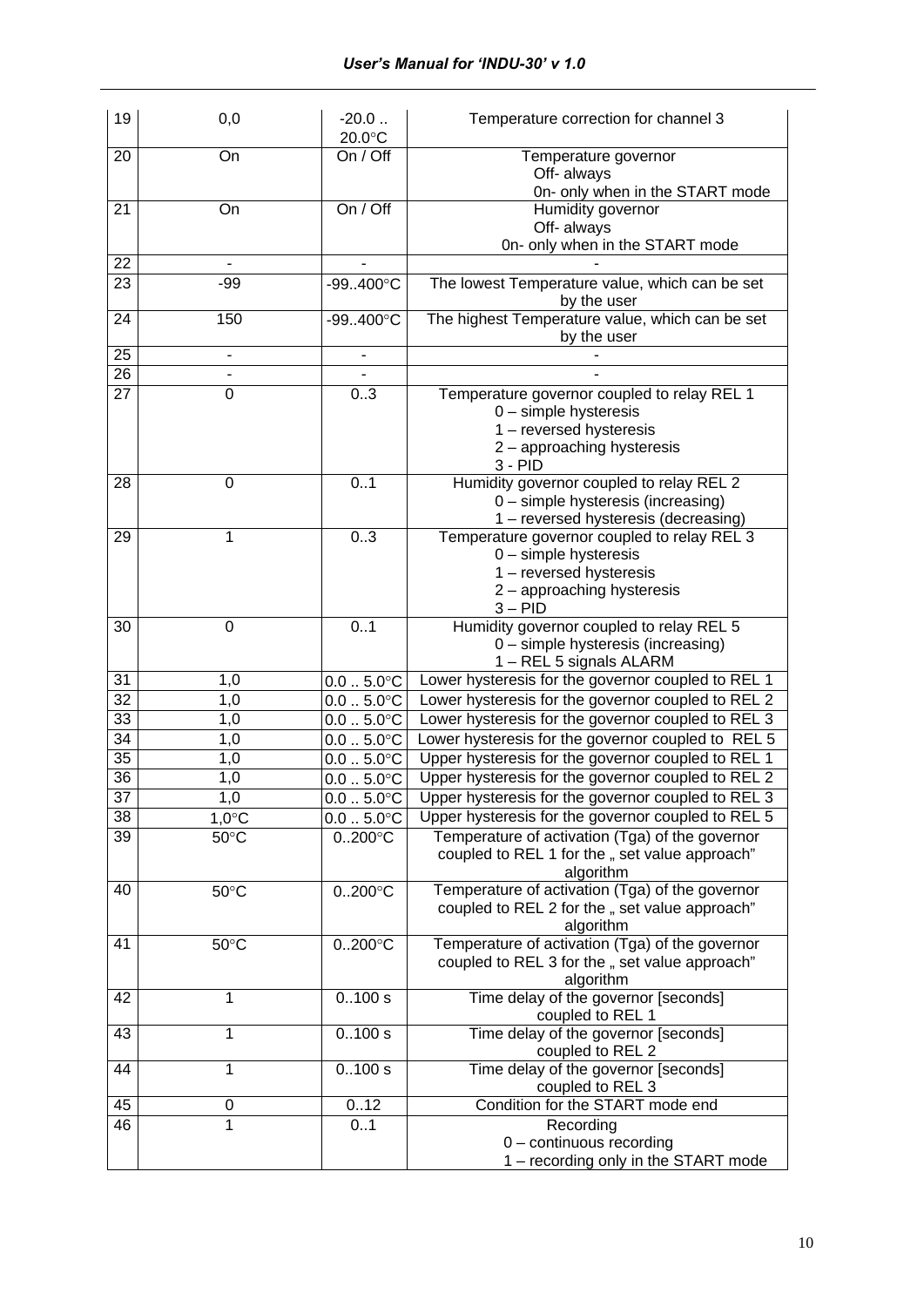| 19 | 0,0 | -20.0 .. 20.0°C | Temperature correction for channel 3 |
|---|---|---|---|
| 20 | On | On / Off | Temperature governor<br>Off- always<br>0n- only when in the START mode |
| 21 | On | On / Off | Humidity governor<br>Off- always<br>0n- only when in the START mode |
| 22 | - | - | - |
| 23 | -99 | -99..400°C | The lowest Temperature value, which can be set by the user |
| 24 | 150 | -99..400°C | The highest Temperature value, which can be set by the user |
| 25 | - | - | - |
| 26 | - | - | - |
| 27 | 0 | 0..3 | Temperature governor coupled to relay REL 1<br>0 – simple hysteresis<br>1 – reversed hysteresis<br>2 – approaching hysteresis<br>3 - PID |
| 28 | 0 | 0..1 | Humidity governor coupled to relay REL 2<br>0 – simple hysteresis (increasing)<br>1 – reversed hysteresis (decreasing) |
| 29 | 1 | 0..3 | Temperature governor coupled to relay REL 3<br>0 – simple hysteresis<br>1 – reversed hysteresis<br>2 – approaching hysteresis<br>3 – PID |
| 30 | 0 | 0..1 | Humidity governor coupled to relay REL 5<br>0 – simple hysteresis (increasing)<br>1 – REL 5 signals ALARM |
| 31 | 1,0 | 0.0 .. 5.0°C | Lower hysteresis for the governor coupled to REL 1 |
| 32 | 1,0 | 0.0 .. 5.0°C | Lower hysteresis for the governor coupled to REL 2 |
| 33 | 1,0 | 0.0 .. 5.0°C | Lower hysteresis for the governor coupled to REL 3 |
| 34 | 1,0 | 0.0 .. 5.0°C | Lower hysteresis for the governor coupled to REL 5 |
| 35 | 1,0 | 0.0 .. 5.0°C | Upper hysteresis for the governor coupled to REL 1 |
| 36 | 1,0 | 0.0 .. 5.0°C | Upper hysteresis for the governor coupled to REL 2 |
| 37 | 1,0 | 0.0 .. 5.0°C | Upper hysteresis for the governor coupled to REL 3 |
| 38 | 1,0°C | 0.0 .. 5.0°C | Upper hysteresis for the governor coupled to REL 5 |
| 39 | 50°C | 0..200°C | Temperature of activation (Tga) of the governor coupled to REL 1 for the „ set value approach" algorithm |
| 40 | 50°C | 0..200°C | Temperature of activation (Tga) of the governor coupled to REL 2 for the „ set value approach" algorithm |
| 41 | 50°C | 0..200°C | Temperature of activation (Tga) of the governor coupled to REL 3 for the „ set value approach" algorithm |
| 42 | 1 | 0..100 s | Time delay of the governor [seconds] coupled to REL 1 |
| 43 | 1 | 0..100 s | Time delay of the governor [seconds] coupled to REL 2 |
| 44 | 1 | 0..100 s | Time delay of the governor [seconds] coupled to REL 3 |
| 45 | 0 | 0..12 | Condition for the START mode end |
| 46 | 1 | 0..1 | Recording<br>0 – continuous recording<br>1 – recording only in the START mode |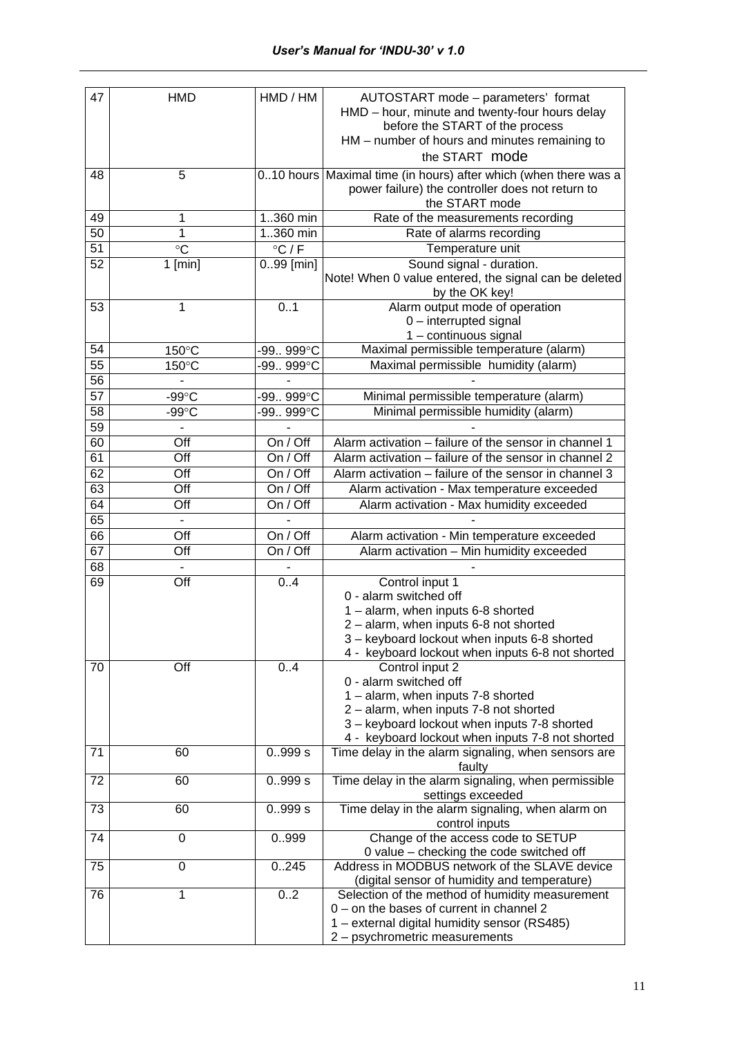| 47 | HMD | HMD / HM | AUTOSTART mode – parameters' format<br>HMD – hour, minute and twenty-four hours delay before the START of the process<br>HM – number of hours and minutes remaining to the START mode |
|---|---|---|---|
| 48 | 5 | 0..10 hours | Maximal time (in hours) after which (when there was a power failure) the controller does not return to the START mode |
| 49 | 1 | 1..360 min | Rate of the measurements recording |
| 50 | 1 | 1..360 min | Rate of alarms recording |
| 51 | °C | °C / F | Temperature unit |
| 52 | 1 [min] | 0..99 [min] | Sound signal - duration.<br>Note! When 0 value entered, the signal can be deleted by the OK key! |
| 53 | 1 | 0..1 | Alarm output mode of operation<br>0 – interrupted signal<br>1 – continuous signal |
| 54 | 150°C | -99.. 999°C | Maximal permissible temperature (alarm) |
| 55 | 150°C | -99.. 999°C | Maximal permissible humidity (alarm) |
| 56 | - | - | - |
| 57 | -99°C | -99.. 999°C | Minimal permissible temperature (alarm) |
| 58 | -99°C | -99.. 999°C | Minimal permissible humidity (alarm) |
| 59 | - | - | - |
| 60 | Off | On / Off | Alarm activation – failure of the sensor in channel 1 |
| 61 | Off | On / Off | Alarm activation – failure of the sensor in channel 2 |
| 62 | Off | On / Off | Alarm activation – failure of the sensor in channel 3 |
| 63 | Off | On / Off | Alarm activation - Max temperature exceeded |
| 64 | Off | On / Off | Alarm activation - Max humidity exceeded |
| 65 | - | - | - |
| 66 | Off | On / Off | Alarm activation - Min temperature exceeded |
| 67 | Off | On / Off | Alarm activation – Min humidity exceeded |
| 68 | - | - | - |
| 69 | Off | 0..4 | Control input 1<br>0 - alarm switched off<br>1 – alarm, when inputs 6-8 shorted<br>2 – alarm, when inputs 6-8 not shorted<br>3 – keyboard lockout when inputs 6-8 shorted<br>4 - keyboard lockout when inputs 6-8 not shorted |
| 70 | Off | 0..4 | Control input 2<br>0 - alarm switched off<br>1 – alarm, when inputs 7-8 shorted<br>2 – alarm, when inputs 7-8 not shorted<br>3 – keyboard lockout when inputs 7-8 shorted<br>4 - keyboard lockout when inputs 7-8 not shorted |
| 71 | 60 | 0..999 s | Time delay in the alarm signaling, when sensors are faulty |
| 72 | 60 | 0..999 s | Time delay in the alarm signaling, when permissible settings exceeded |
| 73 | 60 | 0..999 s | Time delay in the alarm signaling, when alarm on control inputs |
| 74 | 0 | 0..999 | Change of the access code to SETUP<br>0 value – checking the code switched off |
| 75 | 0 | 0..245 | Address in MODBUS network of the SLAVE device (digital sensor of humidity and temperature) |
| 76 | 1 | 0..2 | Selection of the method of humidity measurement<br>0 – on the bases of current in channel 2<br>1 – external digital humidity sensor (RS485)<br>2 – psychrometric measurements |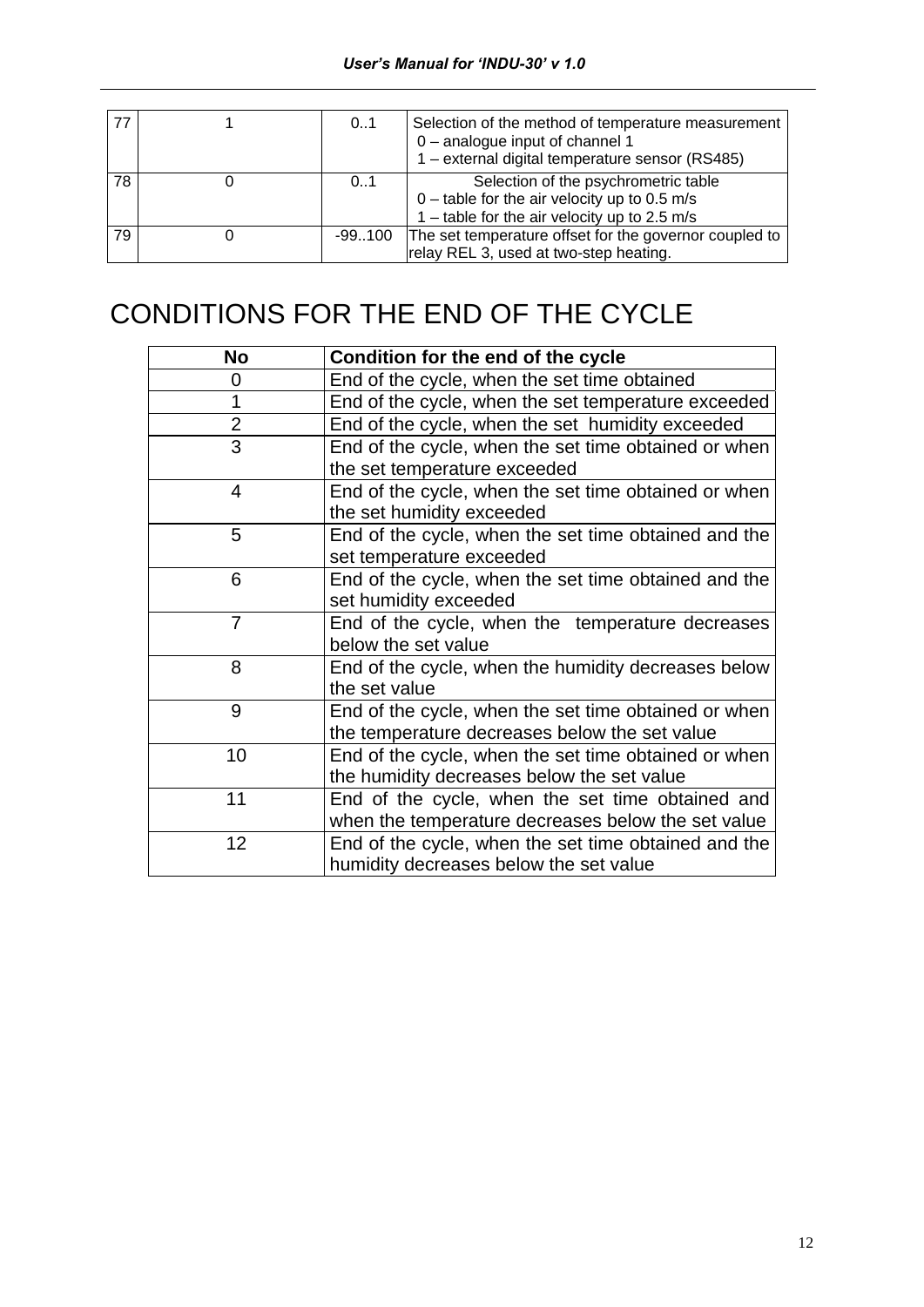| 77 | 1 | 0..1 | Selection of the method of temperature measurement<br>0 – analogue input of channel 1<br>1 – external digital temperature sensor (RS485) |
|---|---|---|---|
| 78 | 0 | 0..1 | Selection of the psychrometric table<br>0 – table for the air velocity up to 0.5 m/s<br>1 – table for the air velocity up to 2.5 m/s |
| 79 | 0 | -99..100 | The set temperature offset for the governor coupled to relay REL 3, used at two-step heating. |

# CONDITIONS FOR THE END OF THE CYCLE

| No | Condition for the end of the cycle |
|---|---|
| 0 | End of the cycle, when the set time obtained |
| 1 | End of the cycle, when the set temperature exceeded |
| 2 | End of the cycle, when the set humidity exceeded |
| 3 | End of the cycle, when the set time obtained or when the set temperature exceeded |
| 4 | End of the cycle, when the set time obtained or when the set humidity exceeded |
| 5 | End of the cycle, when the set time obtained and the set temperature exceeded |
| 6 | End of the cycle, when the set time obtained and the set humidity exceeded |
| 7 | End of the cycle, when the temperature decreases below the set value |
| 8 | End of the cycle, when the humidity decreases below the set value |
| 9 | End of the cycle, when the set time obtained or when the temperature decreases below the set value |
| 10 | End of the cycle, when the set time obtained or when the humidity decreases below the set value |
| 11 | End of the cycle, when the set time obtained and when the temperature decreases below the set value |
| 12 | End of the cycle, when the set time obtained and the humidity decreases below the set value |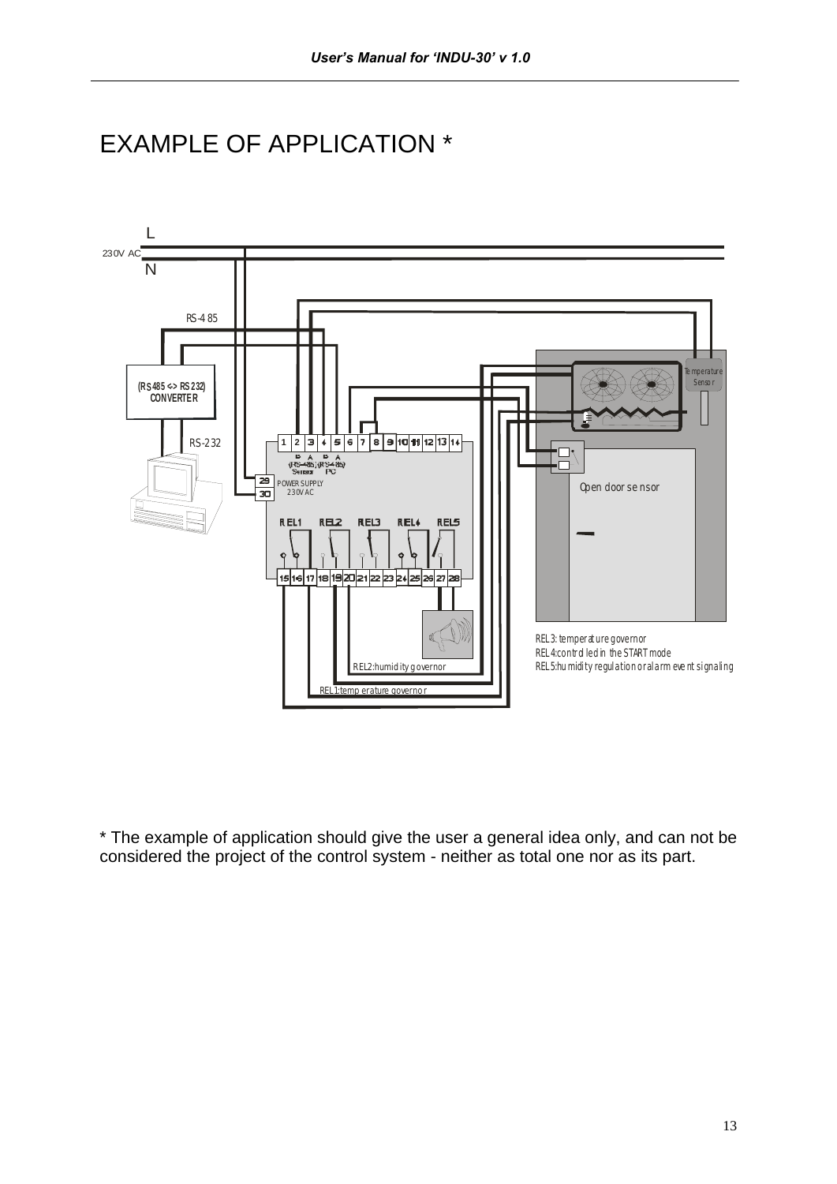# EXAMPLE OF APPLICATION *

L

230V AC

N

RS-485

(RS485 <-> RS232) CONVERTER

RS-232

1 2 3 4 5 6 7 8 9 10 11 12 13 14

B A B A
(RS-485) (RS-485)
Sensor PC

29
30
POWER SUPPLY 230V AC

REL1 REL2 REL3 REL4 REL5

15 16 17 18 19 20 21 22 23 24 25 26 27 28

Temperature Sensor

Open door sensor

REL3: temperature governor
REL4: controlled in the START mode
REL5: humidity regulation or alarm event signaling

REL2: humidity governor

REL1: temperature governor

* The example of application should give the user a general idea only, and can not be considered the project of the control system - neither as total one nor as its part.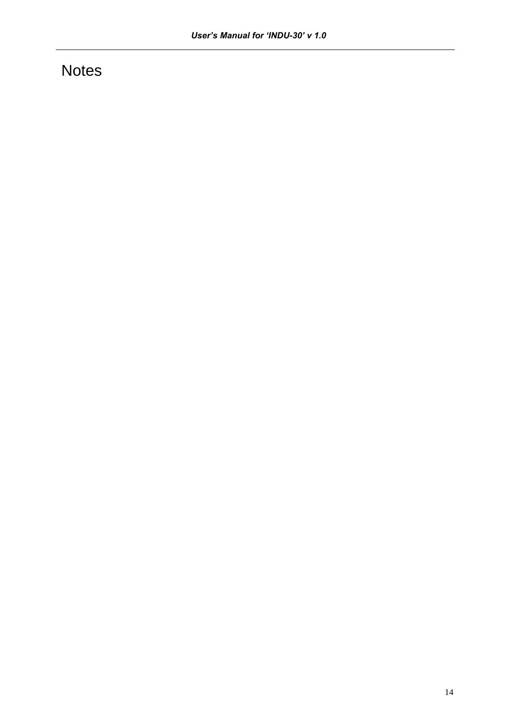# Notes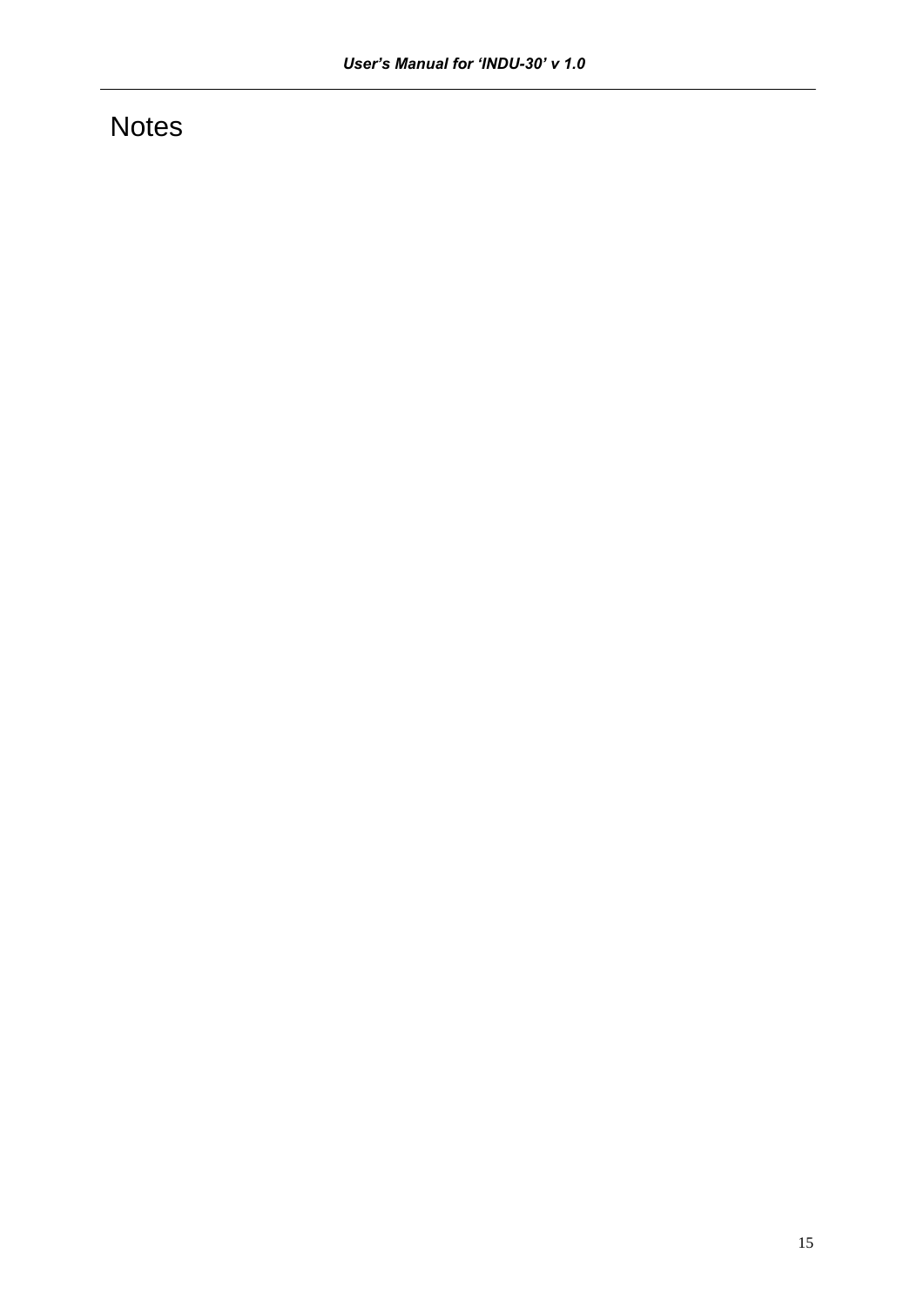# Notes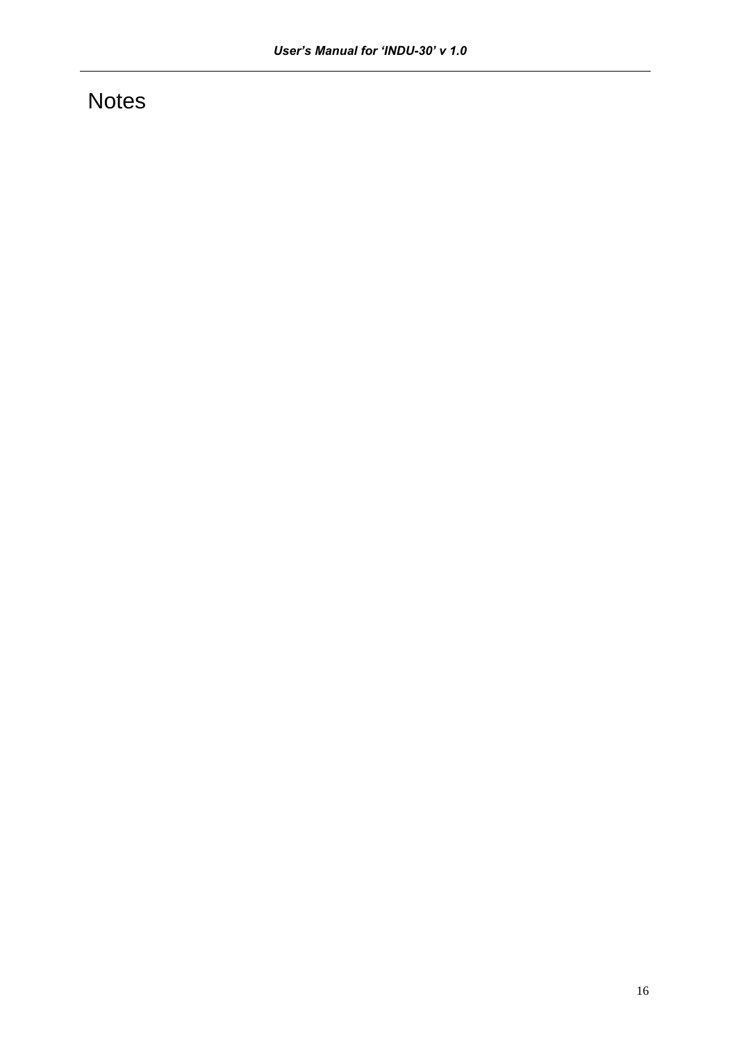# Notes